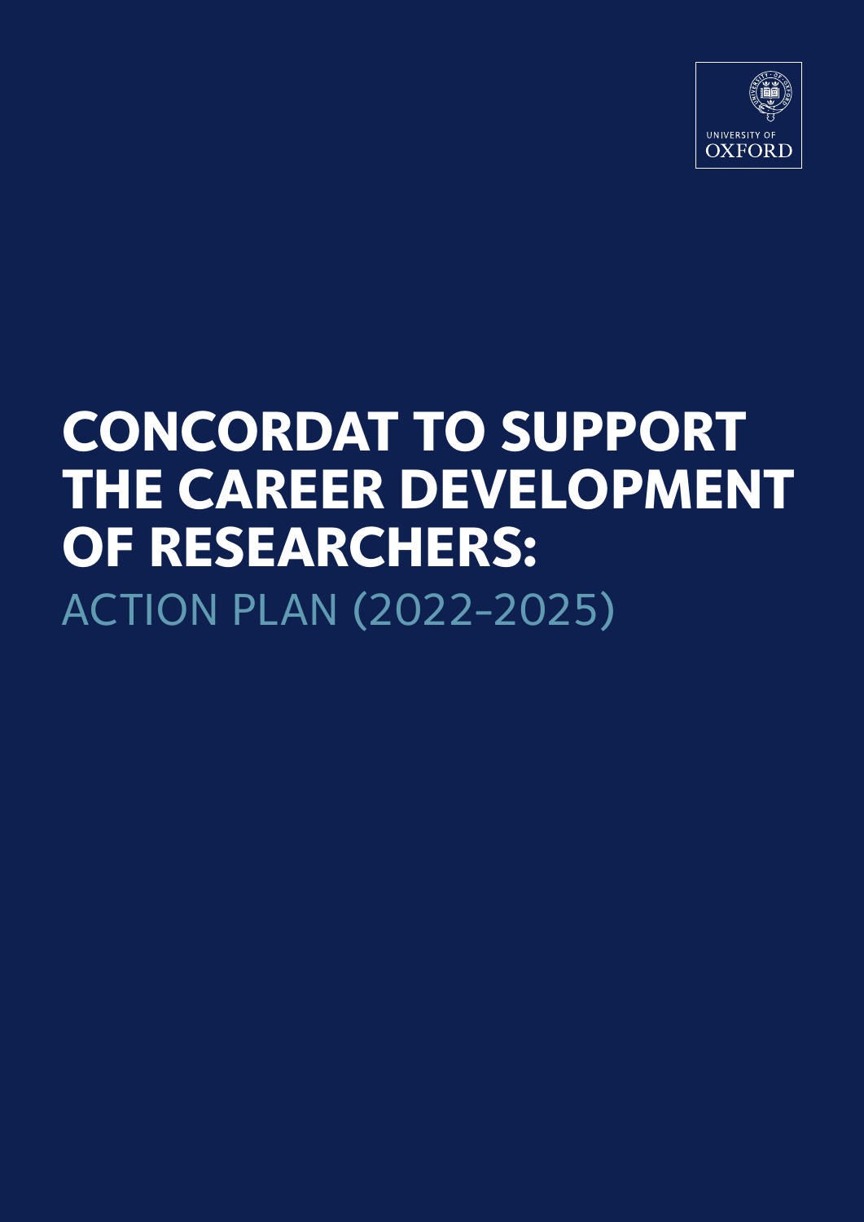UNIVERSITY OF OXFORD

# CONCORDAT TO SUPPORT THE CAREER DEVELOPMENT OF RESEARCHERS:

## ACTION PLAN (2022–2025)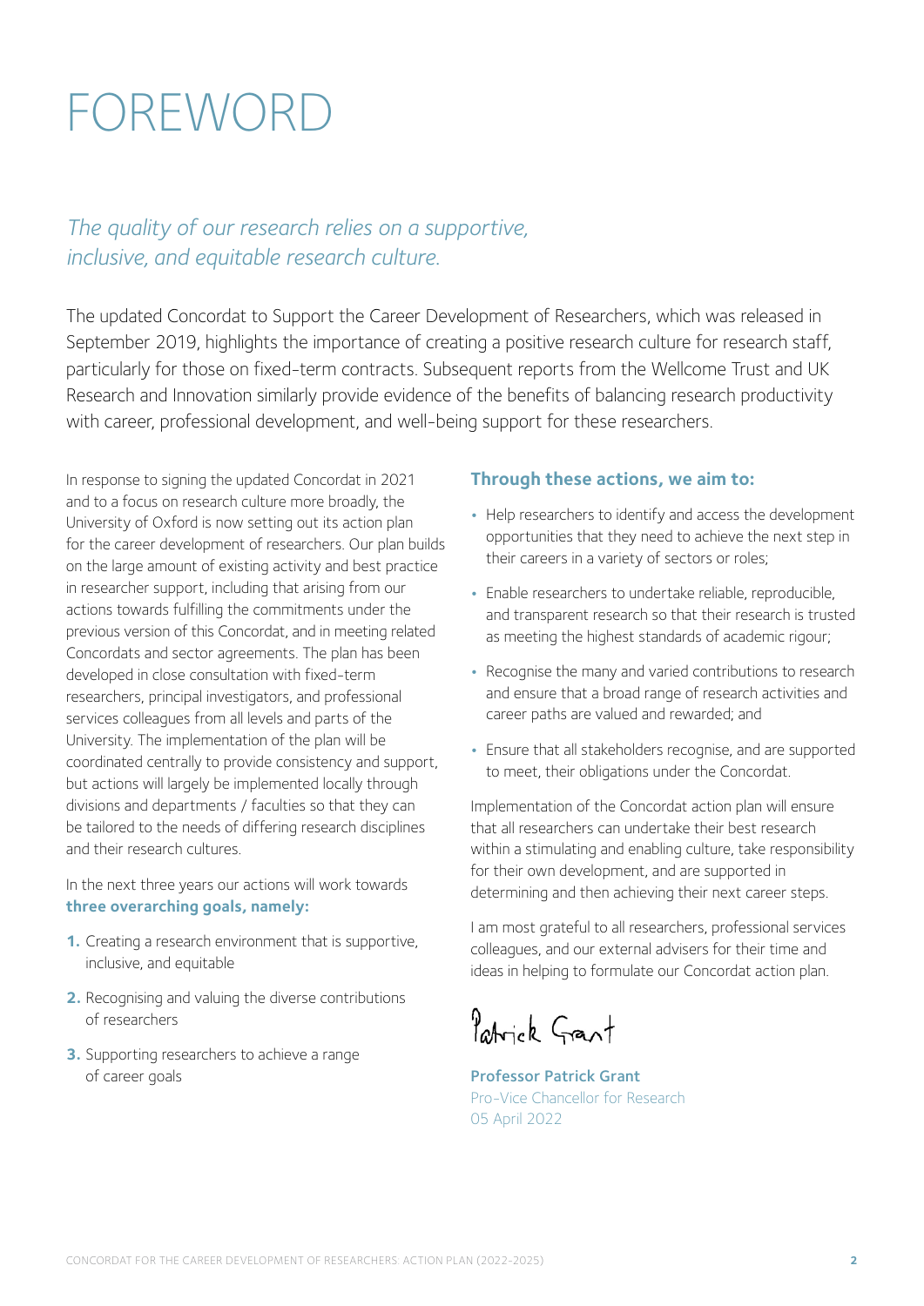# FOREWORD

*The quality of our research relies on a supportive, inclusive, and equitable research culture.*

The updated Concordat to Support the Career Development of Researchers, which was released in September 2019, highlights the importance of creating a positive research culture for research staff, particularly for those on fixed-term contracts. Subsequent reports from the Wellcome Trust and UK Research and Innovation similarly provide evidence of the benefits of balancing research productivity with career, professional development, and well-being support for these researchers.

In response to signing the updated Concordat in 2021 and to a focus on research culture more broadly, the University of Oxford is now setting out its action plan for the career development of researchers. Our plan builds on the large amount of existing activity and best practice in researcher support, including that arising from our actions towards fulfilling the commitments under the previous version of this Concordat, and in meeting related Concordats and sector agreements. The plan has been developed in close consultation with fixed-term researchers, principal investigators, and professional services colleagues from all levels and parts of the University. The implementation of the plan will be coordinated centrally to provide consistency and support, but actions will largely be implemented locally through divisions and departments / faculties so that they can be tailored to the needs of differing research disciplines and their research cultures.

In the next three years our actions will work towards **three overarching goals, namely:**

1. Creating a research environment that is supportive, inclusive, and equitable
2. Recognising and valuing the diverse contributions of researchers
3. Supporting researchers to achieve a range of career goals

**Through these actions, we aim to:**

- Help researchers to identify and access the development opportunities that they need to achieve the next step in their careers in a variety of sectors or roles;
- Enable researchers to undertake reliable, reproducible, and transparent research so that their research is trusted as meeting the highest standards of academic rigour;
- Recognise the many and varied contributions to research and ensure that a broad range of research activities and career paths are valued and rewarded; and
- Ensure that all stakeholders recognise, and are supported to meet, their obligations under the Concordat.

Implementation of the Concordat action plan will ensure that all researchers can undertake their best research within a stimulating and enabling culture, take responsibility for their own development, and are supported in determining and then achieving their next career steps.

I am most grateful to all researchers, professional services colleagues, and our external advisers for their time and ideas in helping to formulate our Concordat action plan.

Patrick Grant

**Professor Patrick Grant**
Pro-Vice Chancellor for Research
05 April 2022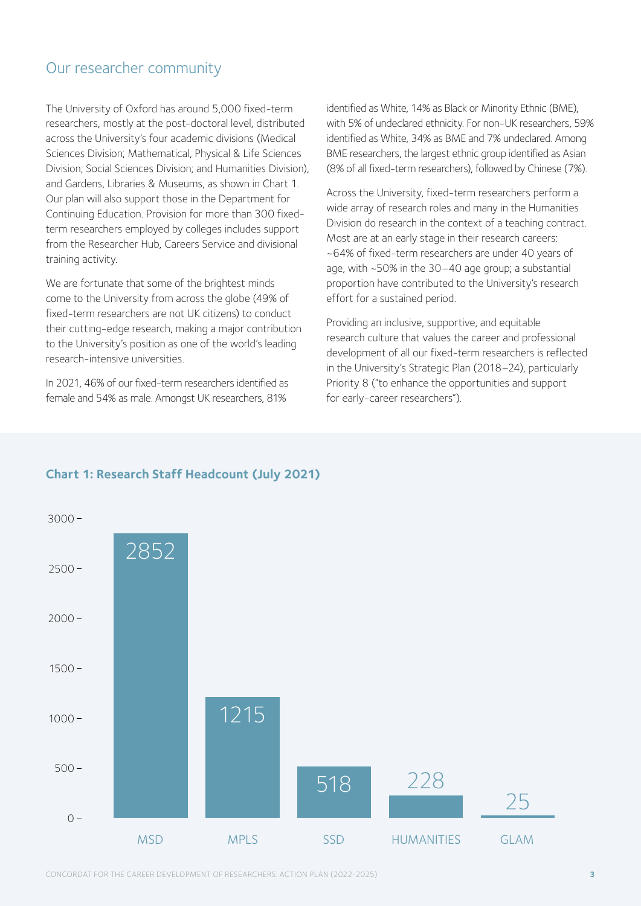## Our researcher community

The University of Oxford has around 5,000 fixed-term researchers, mostly at the post-doctoral level, distributed across the University's four academic divisions (Medical Sciences Division; Mathematical, Physical & Life Sciences Division; Social Sciences Division; and Humanities Division), and Gardens, Libraries & Museums, as shown in Chart 1. Our plan will also support those in the Department for Continuing Education. Provision for more than 300 fixed-term researchers employed by colleges includes support from the Researcher Hub, Careers Service and divisional training activity.

We are fortunate that some of the brightest minds come to the University from across the globe (49% of fixed-term researchers are not UK citizens) to conduct their cutting-edge research, making a major contribution to the University's position as one of the world's leading research-intensive universities.

In 2021, 46% of our fixed-term researchers identified as female and 54% as male. Amongst UK researchers, 81% identified as White, 14% as Black or Minority Ethnic (BME), with 5% of undeclared ethnicity. For non-UK researchers, 59% identified as White, 34% as BME and 7% undeclared. Among BME researchers, the largest ethnic group identified as Asian (8% of all fixed-term researchers), followed by Chinese (7%).

Across the University, fixed-term researchers perform a wide array of research roles and many in the Humanities Division do research in the context of a teaching contract. Most are at an early stage in their research careers: ~64% of fixed-term researchers are under 40 years of age, with ~50% in the 30–40 age group; a substantial proportion have contributed to the University's research effort for a sustained period.

Providing an inclusive, supportive, and equitable research culture that values the career and professional development of all our fixed-term researchers is reflected in the University's Strategic Plan (2018–24), particularly Priority 8 ("to enhance the opportunities and support for early-career researchers").

**Chart 1: Research Staff Headcount (July 2021)**

| Division | Headcount |
|---|---|
| MSD | 2852 |
| MPLS | 1215 |
| SSD | 518 |
| HUMANITIES | 228 |
| GLAM | 25 |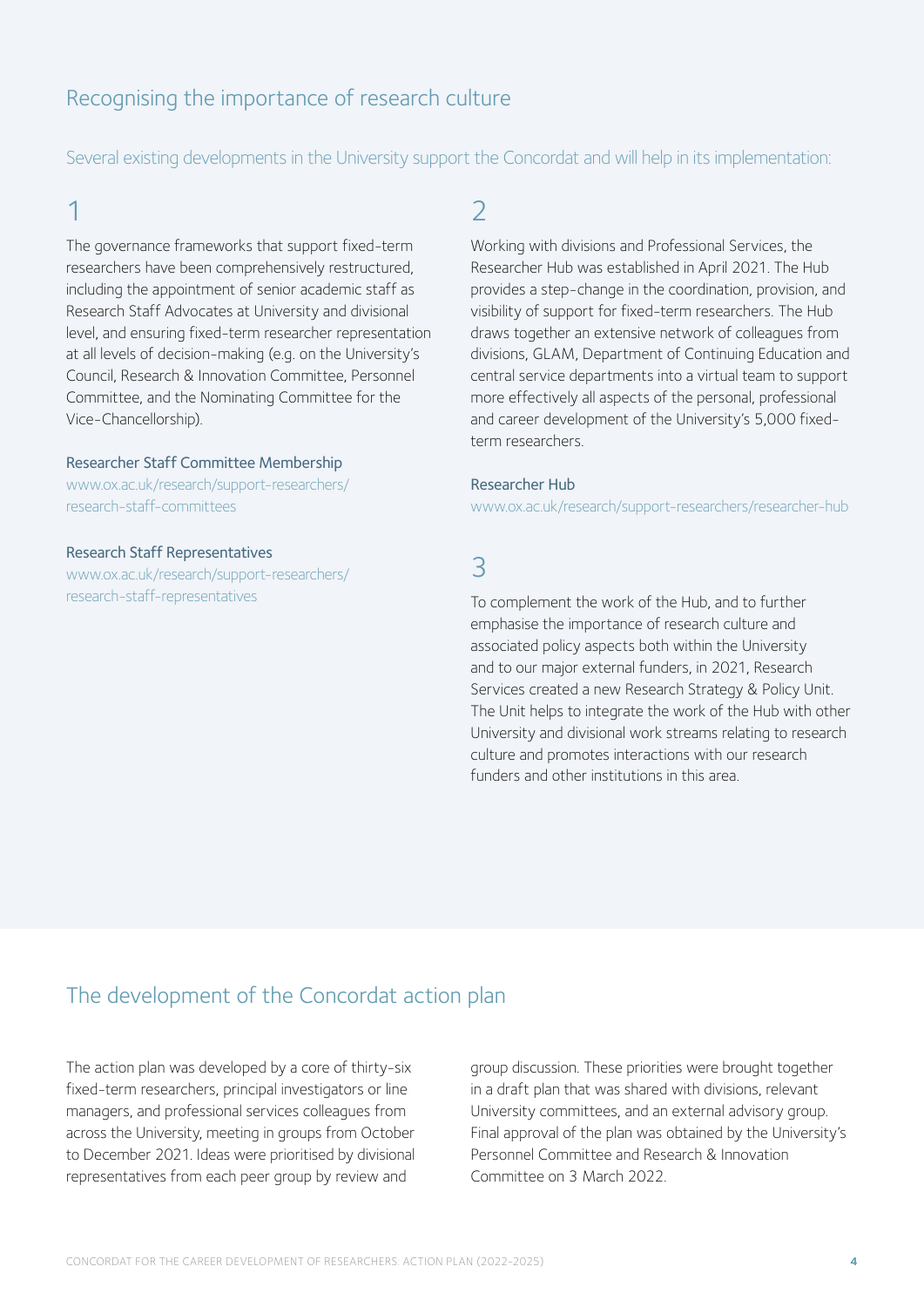## Recognising the importance of research culture

Several existing developments in the University support the Concordat and will help in its implementation:

### 1

The governance frameworks that support fixed-term researchers have been comprehensively restructured, including the appointment of senior academic staff as Research Staff Advocates at University and divisional level, and ensuring fixed-term researcher representation at all levels of decision-making (e.g. on the University's Council, Research & Innovation Committee, Personnel Committee, and the Nominating Committee for the Vice-Chancellorship).

**Researcher Staff Committee Membership**
www.ox.ac.uk/research/support-researchers/research-staff-committees

**Research Staff Representatives**
www.ox.ac.uk/research/support-researchers/research-staff-representatives

### 2

Working with divisions and Professional Services, the Researcher Hub was established in April 2021. The Hub provides a step-change in the coordination, provision, and visibility of support for fixed-term researchers. The Hub draws together an extensive network of colleagues from divisions, GLAM, Department of Continuing Education and central service departments into a virtual team to support more effectively all aspects of the personal, professional and career development of the University's 5,000 fixed-term researchers.

**Researcher Hub**
www.ox.ac.uk/research/support-researchers/researcher-hub

### 3

To complement the work of the Hub, and to further emphasise the importance of research culture and associated policy aspects both within the University and to our major external funders, in 2021, Research Services created a new Research Strategy & Policy Unit. The Unit helps to integrate the work of the Hub with other University and divisional work streams relating to research culture and promotes interactions with our research funders and other institutions in this area.

## The development of the Concordat action plan

The action plan was developed by a core of thirty-six fixed-term researchers, principal investigators or line managers, and professional services colleagues from across the University, meeting in groups from October to December 2021. Ideas were prioritised by divisional representatives from each peer group by review and group discussion. These priorities were brought together in a draft plan that was shared with divisions, relevant University committees, and an external advisory group. Final approval of the plan was obtained by the University's Personnel Committee and Research & Innovation Committee on 3 March 2022.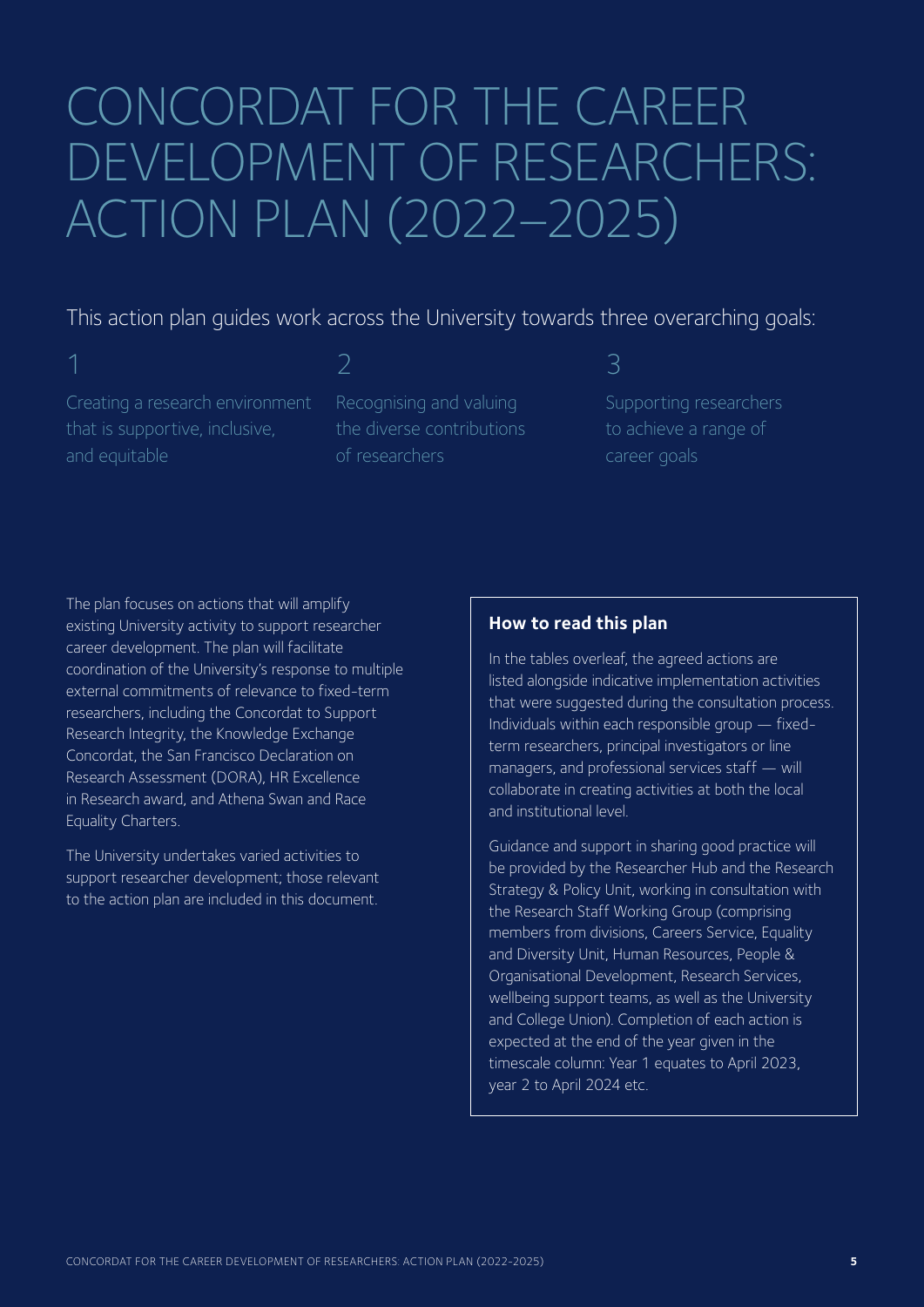# CONCORDAT FOR THE CAREER DEVELOPMENT OF RESEARCHERS: ACTION PLAN (2022–2025)

This action plan guides work across the University towards three overarching goals:

1. Creating a research environment that is supportive, inclusive, and equitable
2. Recognising and valuing the diverse contributions of researchers
3. Supporting researchers to achieve a range of career goals

The plan focuses on actions that will amplify existing University activity to support researcher career development. The plan will facilitate coordination of the University's response to multiple external commitments of relevance to fixed-term researchers, including the Concordat to Support Research Integrity, the Knowledge Exchange Concordat, the San Francisco Declaration on Research Assessment (DORA), HR Excellence in Research award, and Athena Swan and Race Equality Charters.

The University undertakes varied activities to support researcher development; those relevant to the action plan are included in this document.

### How to read this plan

In the tables overleaf, the agreed actions are listed alongside indicative implementation activities that were suggested during the consultation process. Individuals within each responsible group — fixed-term researchers, principal investigators or line managers, and professional services staff — will collaborate in creating activities at both the local and institutional level.

Guidance and support in sharing good practice will be provided by the Researcher Hub and the Research Strategy & Policy Unit, working in consultation with the Research Staff Working Group (comprising members from divisions, Careers Service, Equality and Diversity Unit, Human Resources, People & Organisational Development, Research Services, wellbeing support teams, as well as the University and College Union). Completion of each action is expected at the end of the year given in the timescale column: Year 1 equates to April 2023, year 2 to April 2024 etc.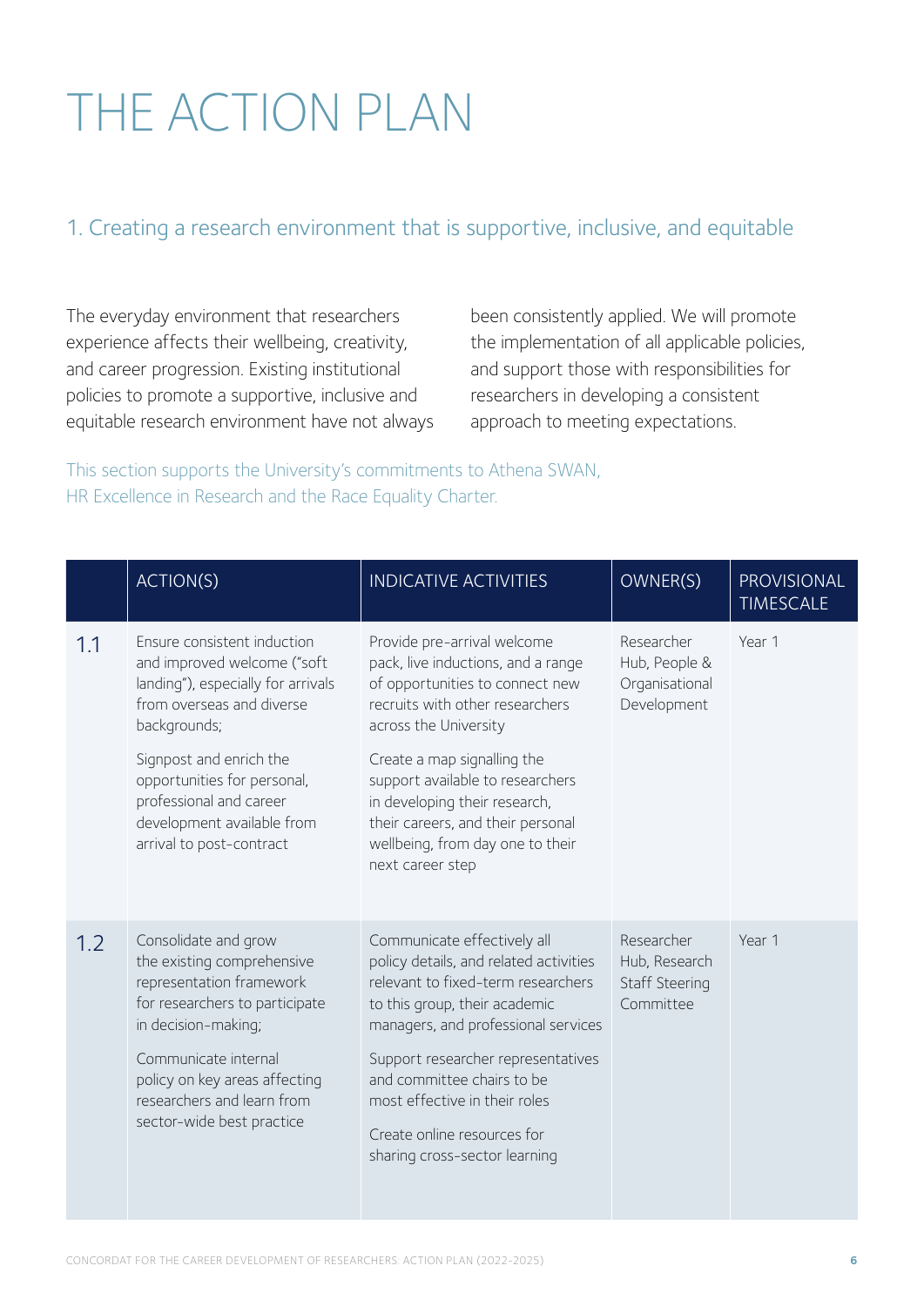# THE ACTION PLAN

## 1. Creating a research environment that is supportive, inclusive, and equitable

The everyday environment that researchers experience affects their wellbeing, creativity, and career progression. Existing institutional policies to promote a supportive, inclusive and equitable research environment have not always been consistently applied. We will promote the implementation of all applicable policies, and support those with responsibilities for researchers in developing a consistent approach to meeting expectations.

This section supports the University's commitments to Athena SWAN, HR Excellence in Research and the Race Equality Charter.

| | ACTION(S) | INDICATIVE ACTIVITIES | OWNER(S) | PROVISIONAL TIMESCALE |
|---|---|---|---|---|
| 1.1 | Ensure consistent induction and improved welcome ("soft landing"), especially for arrivals from overseas and diverse backgrounds;<br><br>Signpost and enrich the opportunities for personal, professional and career development available from arrival to post-contract | Provide pre-arrival welcome pack, live inductions, and a range of opportunities to connect new recruits with other researchers across the University<br><br>Create a map signalling the support available to researchers in developing their research, their careers, and their personal wellbeing, from day one to their next career step | Researcher Hub, People & Organisational Development | Year 1 |
| 1.2 | Consolidate and grow the existing comprehensive representation framework for researchers to participate in decision-making;<br><br>Communicate internal policy on key areas affecting researchers and learn from sector-wide best practice | Communicate effectively all policy details, and related activities relevant to fixed-term researchers to this group, their academic managers, and professional services<br><br>Support researcher representatives and committee chairs to be most effective in their roles<br><br>Create online resources for sharing cross-sector learning | Researcher Hub, Research Staff Steering Committee | Year 1 |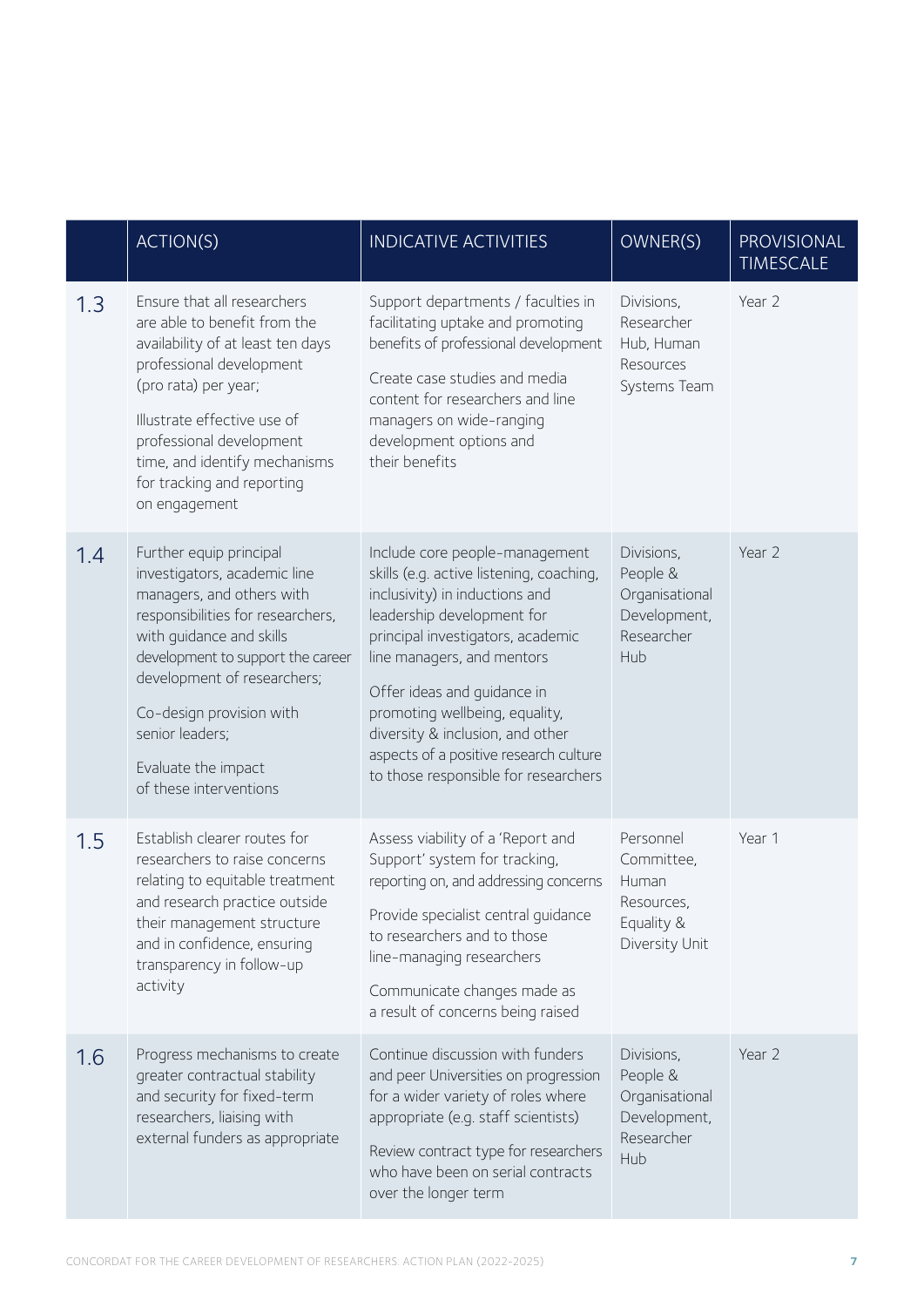| | ACTION(S) | INDICATIVE ACTIVITIES | OWNER(S) | PROVISIONAL TIMESCALE |
|---|---|---|---|---|
| 1.3 | Ensure that all researchers are able to benefit from the availability of at least ten days professional development (pro rata) per year;<br><br>Illustrate effective use of professional development time, and identify mechanisms for tracking and reporting on engagement | Support departments / faculties in facilitating uptake and promoting benefits of professional development<br><br>Create case studies and media content for researchers and line managers on wide-ranging development options and their benefits | Divisions, Researcher Hub, Human Resources Systems Team | Year 2 |
| 1.4 | Further equip principal investigators, academic line managers, and others with responsibilities for researchers, with guidance and skills development to support the career development of researchers;<br><br>Co-design provision with senior leaders;<br><br>Evaluate the impact of these interventions | Include core people-management skills (e.g. active listening, coaching, inclusivity) in inductions and leadership development for principal investigators, academic line managers, and mentors<br><br>Offer ideas and guidance in promoting wellbeing, equality, diversity & inclusion, and other aspects of a positive research culture to those responsible for researchers | Divisions, People & Organisational Development, Researcher Hub | Year 2 |
| 1.5 | Establish clearer routes for researchers to raise concerns relating to equitable treatment and research practice outside their management structure and in confidence, ensuring transparency in follow-up activity | Assess viability of a 'Report and Support' system for tracking, reporting on, and addressing concerns<br><br>Provide specialist central guidance to researchers and to those line-managing researchers<br><br>Communicate changes made as a result of concerns being raised | Personnel Committee, Human Resources, Equality & Diversity Unit | Year 1 |
| 1.6 | Progress mechanisms to create greater contractual stability and security for fixed-term researchers, liaising with external funders as appropriate | Continue discussion with funders and peer Universities on progression for a wider variety of roles where appropriate (e.g. staff scientists)<br><br>Review contract type for researchers who have been on serial contracts over the longer term | Divisions, People & Organisational Development, Researcher Hub | Year 2 |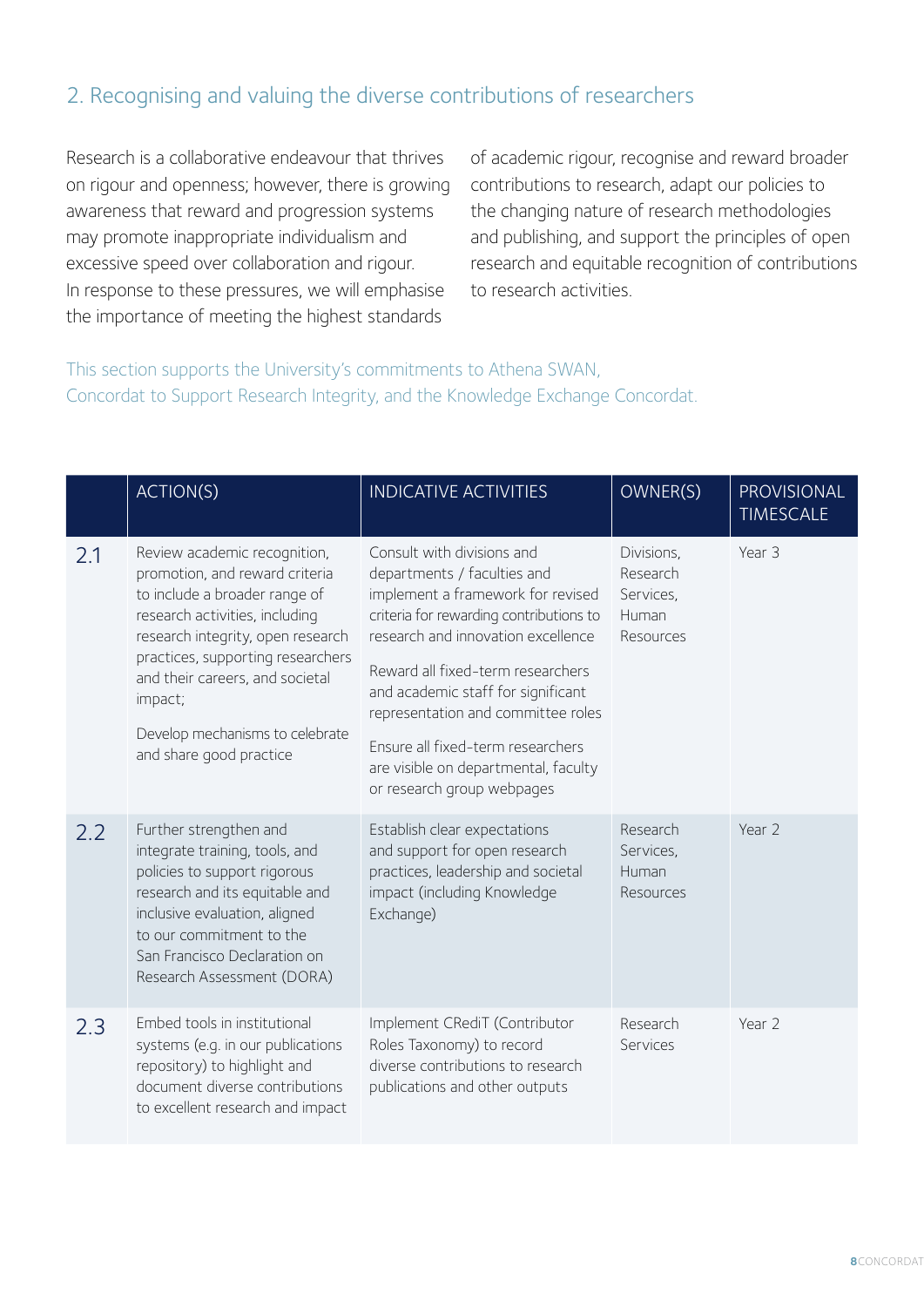## 2. Recognising and valuing the diverse contributions of researchers

Research is a collaborative endeavour that thrives on rigour and openness; however, there is growing awareness that reward and progression systems may promote inappropriate individualism and excessive speed over collaboration and rigour. In response to these pressures, we will emphasise the importance of meeting the highest standards of academic rigour, recognise and reward broader contributions to research, adapt our policies to the changing nature of research methodologies and publishing, and support the principles of open research and equitable recognition of contributions to research activities.

This section supports the University's commitments to Athena SWAN, Concordat to Support Research Integrity, and the Knowledge Exchange Concordat.

| | ACTION(S) | INDICATIVE ACTIVITIES | OWNER(S) | PROVISIONAL TIMESCALE |
|---|---|---|---|---|
| 2.1 | Review academic recognition, promotion, and reward criteria to include a broader range of research activities, including research integrity, open research practices, supporting researchers and their careers, and societal impact;<br><br>Develop mechanisms to celebrate and share good practice | Consult with divisions and departments / faculties and implement a framework for revised criteria for rewarding contributions to research and innovation excellence<br><br>Reward all fixed-term researchers and academic staff for significant representation and committee roles<br><br>Ensure all fixed-term researchers are visible on departmental, faculty or research group webpages | Divisions, Research Services, Human Resources | Year 3 |
| 2.2 | Further strengthen and integrate training, tools, and policies to support rigorous research and its equitable and inclusive evaluation, aligned to our commitment to the San Francisco Declaration on Research Assessment (DORA) | Establish clear expectations and support for open research practices, leadership and societal impact (including Knowledge Exchange) | Research Services, Human Resources | Year 2 |
| 2.3 | Embed tools in institutional systems (e.g. in our publications repository) to highlight and document diverse contributions to excellent research and impact | Implement CRediT (Contributor Roles Taxonomy) to record diverse contributions to research publications and other outputs | Research Services | Year 2 |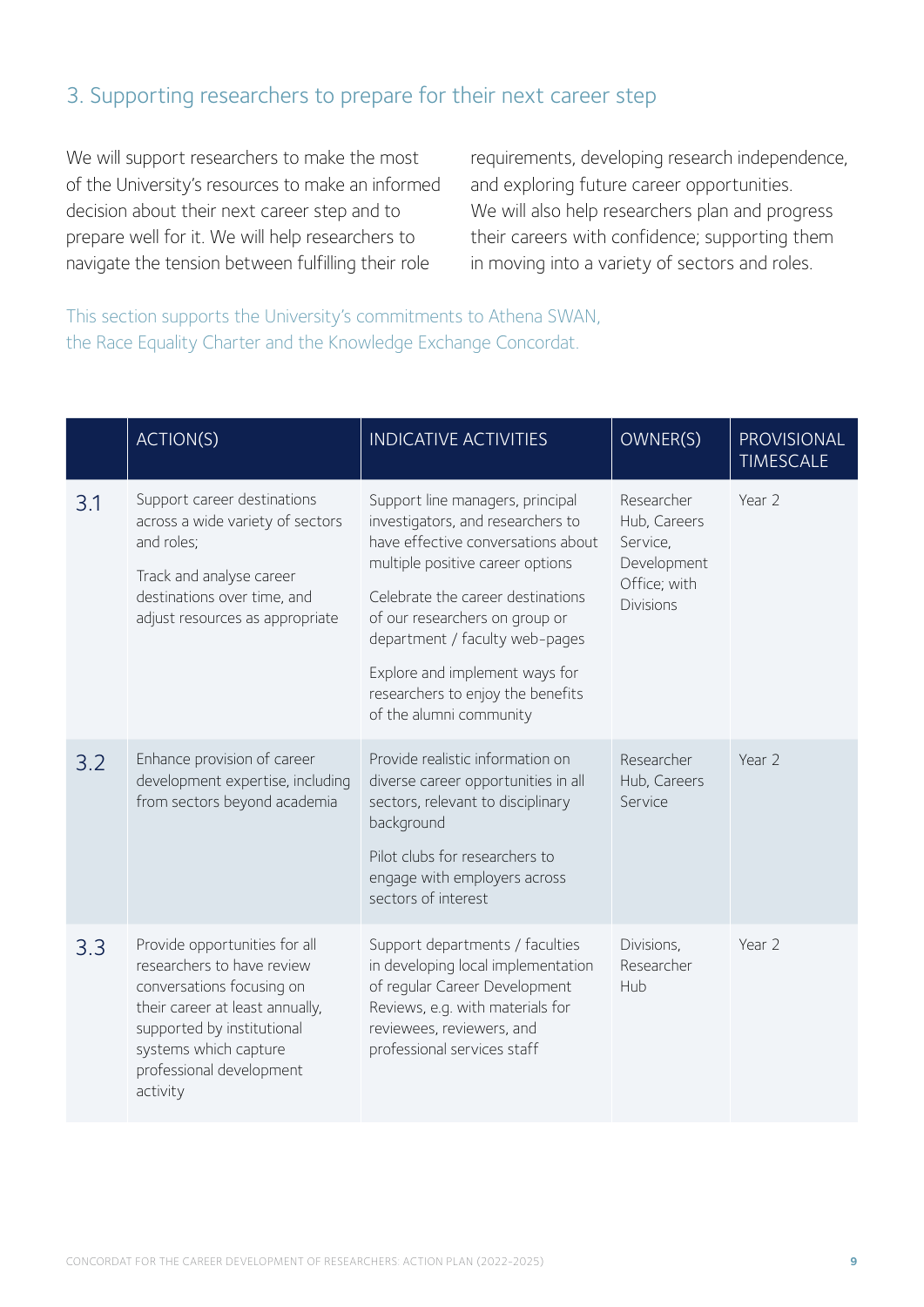## 3. Supporting researchers to prepare for their next career step

We will support researchers to make the most of the University's resources to make an informed decision about their next career step and to prepare well for it. We will help researchers to navigate the tension between fulfilling their role requirements, developing research independence, and exploring future career opportunities. We will also help researchers plan and progress their careers with confidence; supporting them in moving into a variety of sectors and roles.

This section supports the University's commitments to Athena SWAN, the Race Equality Charter and the Knowledge Exchange Concordat.

| | ACTION(S) | INDICATIVE ACTIVITIES | OWNER(S) | PROVISIONAL TIMESCALE |
|---|---|---|---|---|
| 3.1 | Support career destinations across a wide variety of sectors and roles;<br><br>Track and analyse career destinations over time, and adjust resources as appropriate | Support line managers, principal investigators, and researchers to have effective conversations about multiple positive career options<br><br>Celebrate the career destinations of our researchers on group or department / faculty web-pages<br><br>Explore and implement ways for researchers to enjoy the benefits of the alumni community | Researcher Hub, Careers Service, Development Office; with Divisions | Year 2 |
| 3.2 | Enhance provision of career development expertise, including from sectors beyond academia | Provide realistic information on diverse career opportunities in all sectors, relevant to disciplinary background<br><br>Pilot clubs for researchers to engage with employers across sectors of interest | Researcher Hub, Careers Service | Year 2 |
| 3.3 | Provide opportunities for all researchers to have review conversations focusing on their career at least annually, supported by institutional systems which capture professional development activity | Support departments / faculties in developing local implementation of regular Career Development Reviews, e.g. with materials for reviewees, reviewers, and professional services staff | Divisions, Researcher Hub | Year 2 |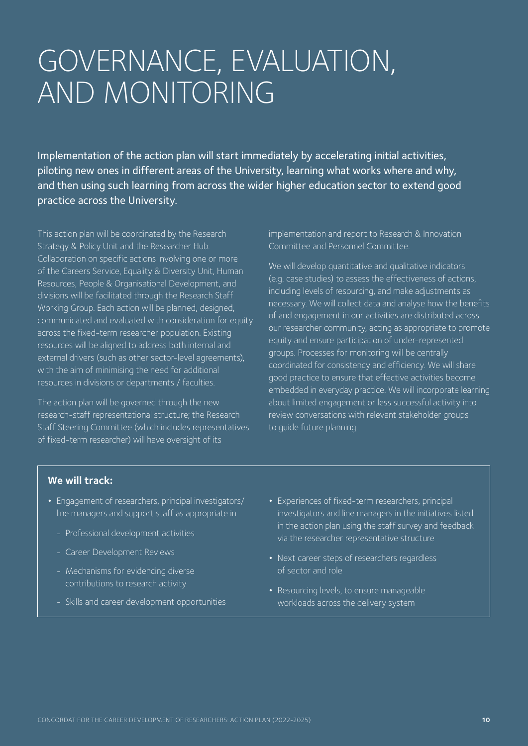# GOVERNANCE, EVALUATION, AND MONITORING

Implementation of the action plan will start immediately by accelerating initial activities, piloting new ones in different areas of the University, learning what works where and why, and then using such learning from across the wider higher education sector to extend good practice across the University.

This action plan will be coordinated by the Research Strategy & Policy Unit and the Researcher Hub. Collaboration on specific actions involving one or more of the Careers Service, Equality & Diversity Unit, Human Resources, People & Organisational Development, and divisions will be facilitated through the Research Staff Working Group. Each action will be planned, designed, communicated and evaluated with consideration for equity across the fixed-term researcher population. Existing resources will be aligned to address both internal and external drivers (such as other sector-level agreements), with the aim of minimising the need for additional resources in divisions or departments / faculties.

The action plan will be governed through the new research-staff representational structure; the Research Staff Steering Committee (which includes representatives of fixed-term researcher) will have oversight of its implementation and report to Research & Innovation Committee and Personnel Committee.

We will develop quantitative and qualitative indicators (e.g. case studies) to assess the effectiveness of actions, including levels of resourcing, and make adjustments as necessary. We will collect data and analyse how the benefits of and engagement in our activities are distributed across our researcher community, acting as appropriate to promote equity and ensure participation of under-represented groups. Processes for monitoring will be centrally coordinated for consistency and efficiency. We will share good practice to ensure that effective activities become embedded in everyday practice. We will incorporate learning about limited engagement or less successful activity into review conversations with relevant stakeholder groups to guide future planning.

**We will track:**

- Engagement of researchers, principal investigators/ line managers and support staff as appropriate in
  - Professional development activities
  - Career Development Reviews
  - Mechanisms for evidencing diverse contributions to research activity
  - Skills and career development opportunities
- Experiences of fixed-term researchers, principal investigators and line managers in the initiatives listed in the action plan using the staff survey and feedback via the researcher representative structure
- Next career steps of researchers regardless of sector and role
- Resourcing levels, to ensure manageable workloads across the delivery system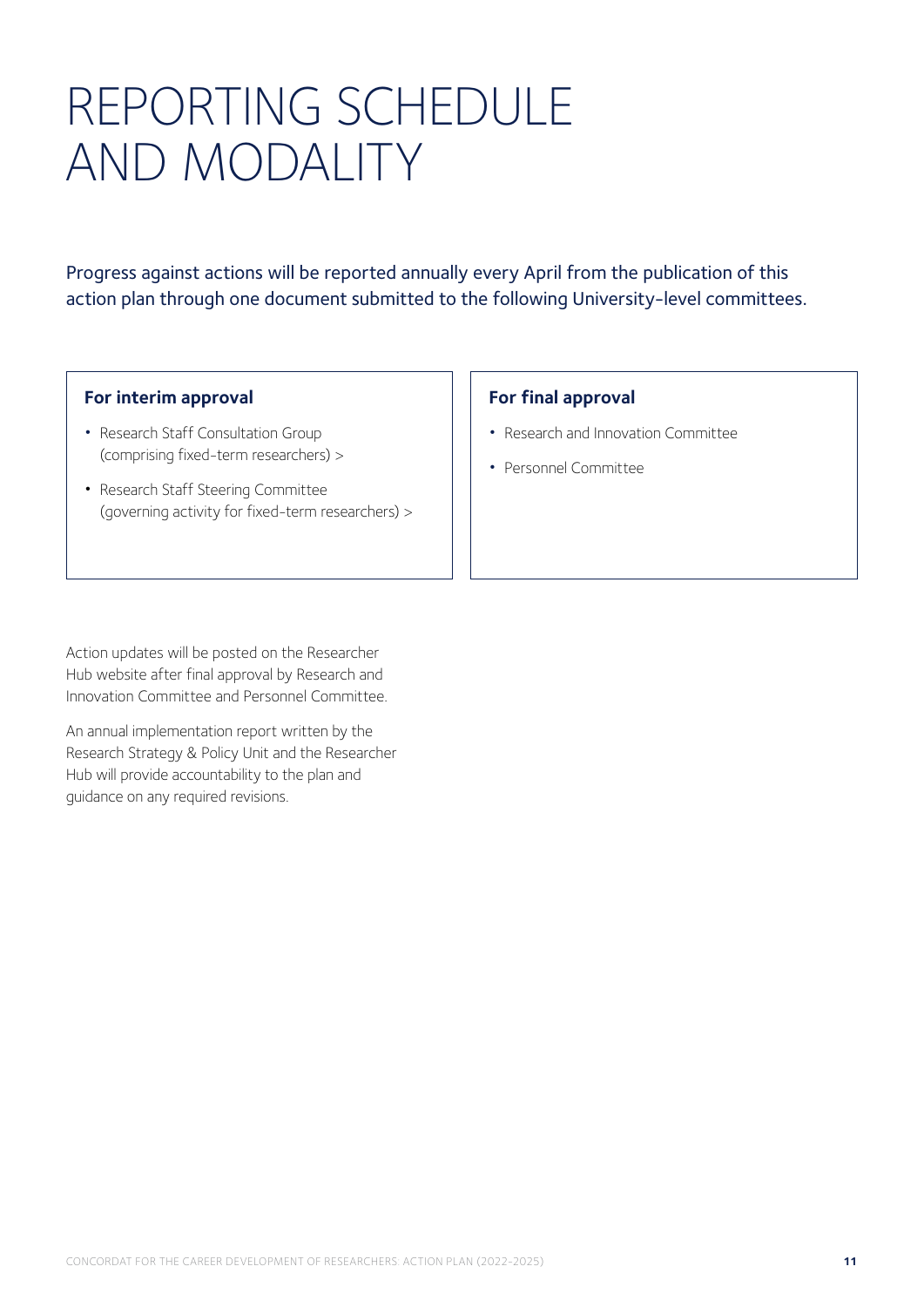# REPORTING SCHEDULE AND MODALITY

Progress against actions will be reported annually every April from the publication of this action plan through one document submitted to the following University-level committees.

**For interim approval**

- Research Staff Consultation Group (comprising fixed-term researchers) >
- Research Staff Steering Committee (governing activity for fixed-term researchers) >

**For final approval**

- Research and Innovation Committee
- Personnel Committee

Action updates will be posted on the Researcher Hub website after final approval by Research and Innovation Committee and Personnel Committee.

An annual implementation report written by the Research Strategy & Policy Unit and the Researcher Hub will provide accountability to the plan and guidance on any required revisions.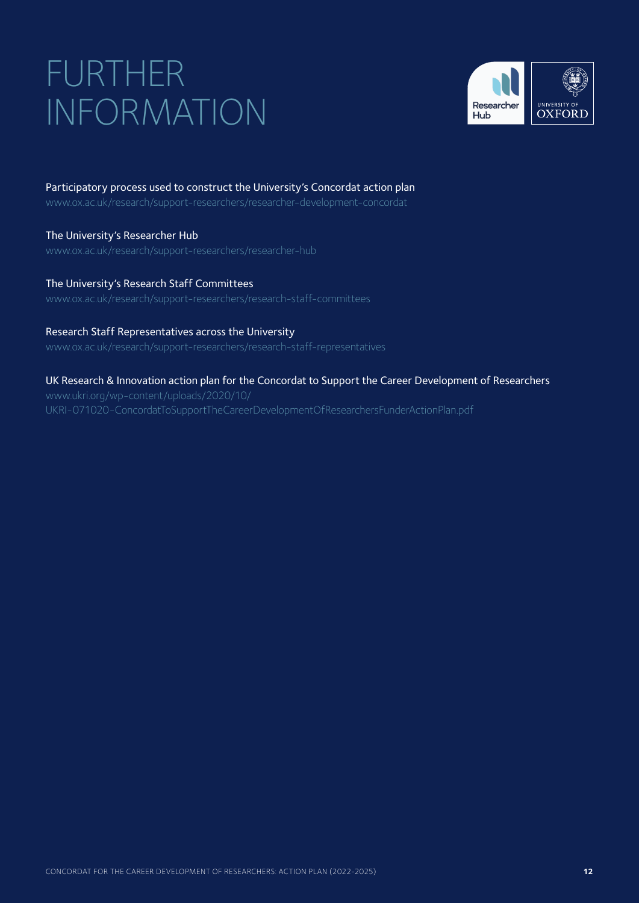# FURTHER INFORMATION

Participatory process used to construct the University's Concordat action plan
www.ox.ac.uk/research/support-researchers/researcher-development-concordat

The University's Researcher Hub
www.ox.ac.uk/research/support-researchers/researcher-hub

The University's Research Staff Committees
www.ox.ac.uk/research/support-researchers/research-staff-committees

Research Staff Representatives across the University
www.ox.ac.uk/research/support-researchers/research-staff-representatives

UK Research & Innovation action plan for the Concordat to Support the Career Development of Researchers
www.ukri.org/wp-content/uploads/2020/10/
UKRI-071020-ConcordatToSupportTheCareerDevelopmentOfResearchersFunderActionPlan.pdf